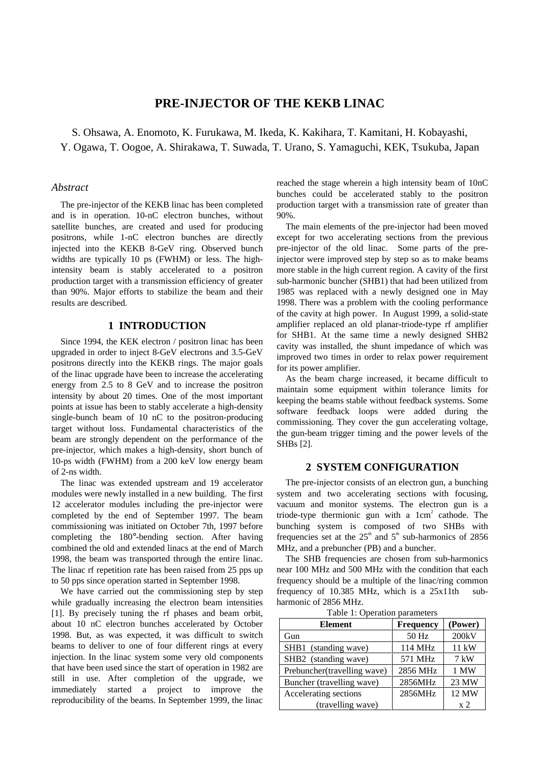# PRE-INJECTOR OF THE KEKB LINAC

S. Ohsawa, A. Enomoto, K. Furukawa, M. Ikeda, K. Kakihara, T. Kamitani, H. Kobayashi, Y. Ogawa, T. Oogoe, A. Shirakawa, T. Suwada, T. Urano, S. Yamaguchi, KEK, Tsukuba, Japan

### *Abstract*

The pre-injector of the KEKB linac has been completed and is in operation. 10-nC electron bunches, without satellite bunches, are created and used for producing positrons, while 1-nC electron bunches are directly injected into the KEKB 8-GeV ring. Observed bunch widths are typically 10 ps (FWHM) or less. The high-intensity beam is stably accelerated to a positron production target with a transmission efficiency of greater than 90%. Major efforts to stabilize the beam and their results are described.

## 1 INTRODUCTION

Since 1994, the KEK electron / positron linac has been upgraded in order to inject 8-GeV electrons and 3.5-GeV positrons directly into the KEKB rings. The major goals of the linac upgrade have been to increase the accelerating energy from 2.5 to 8 GeV and to increase the positron intensity by about 20 times. One of the most important points at issue has been to stably accelerate a high-density single-bunch beam of 10 nC to the positron-producing target without loss. Fundamental characteristics of the beam are strongly dependent on the performance of the pre-injector, which makes a high-density, short bunch of 10-ps width (FWHM) from a 200 keV low energy beam of 2-ns width.

The linac was extended upstream and 19 accelerator modules were newly installed in a new building. The first 12 accelerator modules including the pre-injector were completed by the end of September 1997. The beam commissioning was initiated on October 7th, 1997 before completing the 180°-bending section. After having combined the old and extended linacs at the end of March 1998, the beam was transported through the entire linac. The linac rf repetition rate has been raised from 25 pps up to 50 pps since operation started in September 1998.

We have carried out the commissioning step by step while gradually increasing the electron beam intensities [1]. By precisely tuning the rf phases and beam orbit, about 10 nC electron bunches accelerated by October 1998. But, as was expected, it was difficult to switch beams to deliver to one of four different rings at every injection. In the linac system some very old components that have been used since the start of operation in 1982 are still in use. After completion of the upgrade, we immediately started a project to improve the reproducibility of the beams. In September 1999, the linac reached the stage wherein a high intensity beam of 10nC bunches could be accelerated stably to the positron production target with a transmission rate of greater than 90%.

The main elements of the pre-injector had been moved except for two accelerating sections from the previous pre-injector of the old linac. Some parts of the pre-injector were improved step by step so as to make beams more stable in the high current region. A cavity of the first sub-harmonic buncher (SHB1) that had been utilized from 1985 was replaced with a newly designed one in May 1998. There was a problem with the cooling performance of the cavity at high power. In August 1999, a solid-state amplifier replaced an old planar-triode-type rf amplifier for SHB1. At the same time a newly designed SHB2 cavity was installed, the shunt impedance of which was improved two times in order to relax power requirement for its power amplifier.

As the beam charge increased, it became difficult to maintain some equipment within tolerance limits for keeping the beams stable without feedback systems. Some software feedback loops were added during the commissioning. They cover the gun accelerating voltage, the gun-beam trigger timing and the power levels of the SHBs [2].

## 2 SYSTEM CONFIGURATION

The pre-injector consists of an electron gun, a bunching system and two accelerating sections with focusing, vacuum and monitor systems. The electron gun is a triode-type thermionic gun with a $1cm^2$ cathode. The bunching system is composed of two SHBs with frequencies set at the $25^{th}$ and $5^{th}$ sub-harmonics of 2856 MHz, and a prebuncher (PB) and a buncher.

The SHB frequencies are chosen from sub-harmonics near 100 MHz and 500 MHz with the condition that each frequency should be a multiple of the linac/ring common frequency of 10.385 MHz, which is a 25x11th sub-harmonic of 2856 MHz.

Table 1: Operation parameters

| Element | Frequency | (Power) |
|---|---|---|
| Gun | 50 Hz | 200kV |
| SHB1 (standing wave) | 114 MHz | 11 kW |
| SHB2 (standing wave) | 571 MHz | 7 kW |
| Prebuncher(travelling wave) | 2856 MHz | 1 MW |
| Buncher (travelling wave) | 2856MHz | 23 MW |
| Accelerating sections (travelling wave) | 2856MHz | 12 MW x 2 |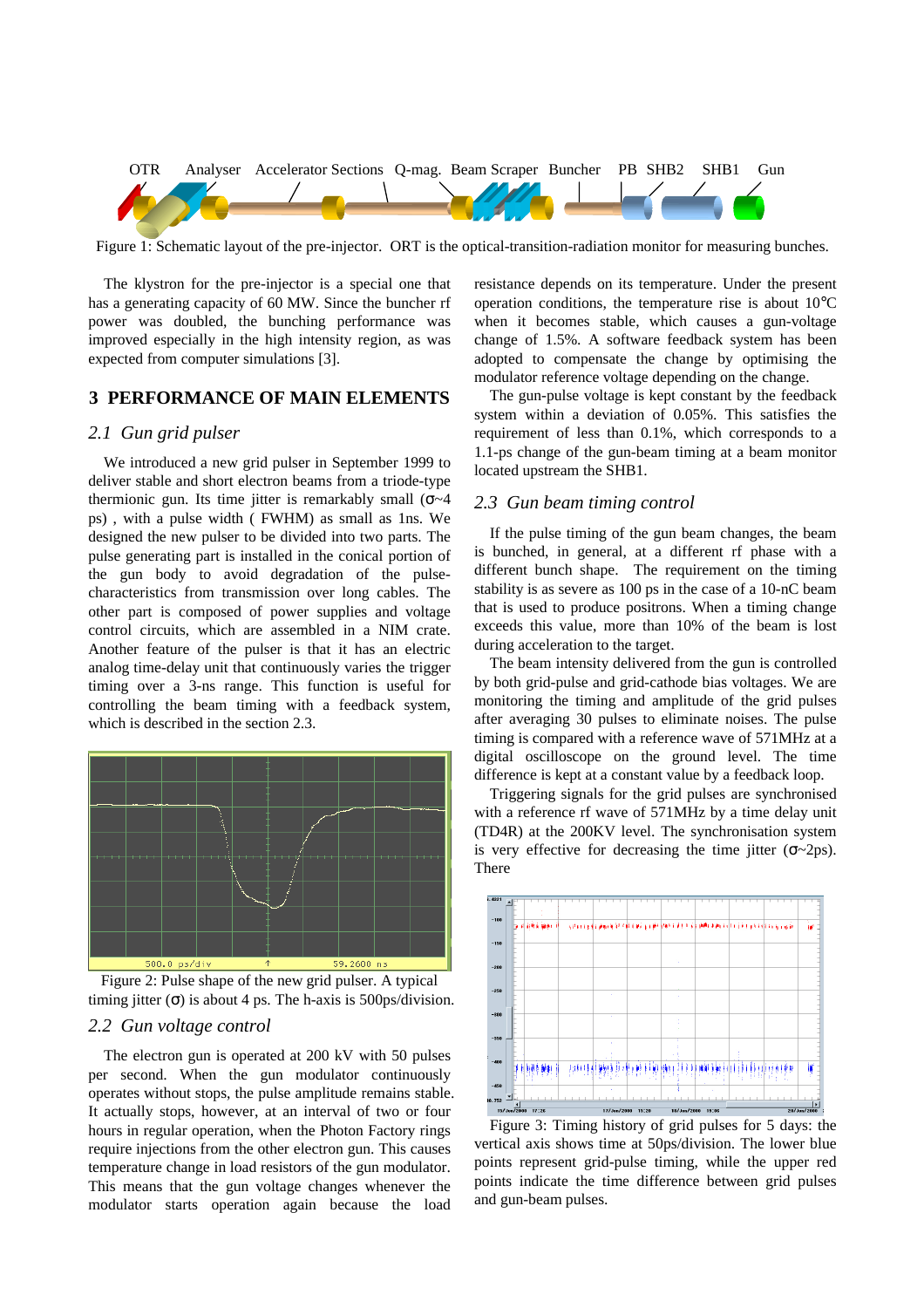Figure 1: Schematic layout of the pre-injector. ORT is the optical-transition-radiation monitor for measuring bunches.

The klystron for the pre-injector is a special one that has a generating capacity of 60 MW. Since the buncher rf power was doubled, the bunching performance was improved especially in the high intensity region, as was expected from computer simulations [3].

## 3 PERFORMANCE OF MAIN ELEMENTS

### 2.1 Gun grid pulser

We introduced a new grid pulser in September 1999 to deliver stable and short electron beams from a triode-type thermionic gun. Its time jitter is remarkably small (σ~4 ps) , with a pulse width ( FWHM) as small as 1ns. We designed the new pulser to be divided into two parts. The pulse generating part is installed in the conical portion of the gun body to avoid degradation of the pulse-characteristics from transmission over long cables. The other part is composed of power supplies and voltage control circuits, which are assembled in a NIM crate. Another feature of the pulser is that it has an electric analog time-delay unit that continuously varies the trigger timing over a 3-ns range. This function is useful for controlling the beam timing with a feedback system, which is described in the section 2.3.

Figure 2: Pulse shape of the new grid pulser. A typical timing jitter (σ) is about 4 ps. The h-axis is 500ps/division.

### 2.2 Gun voltage control

The electron gun is operated at 200 kV with 50 pulses per second. When the gun modulator continuously operates without stops, the pulse amplitude remains stable. It actually stops, however, at an interval of two or four hours in regular operation, when the Photon Factory rings require injections from the other electron gun. This causes temperature change in load resistors of the gun modulator. This means that the gun voltage changes whenever the modulator starts operation again because the load resistance depends on its temperature. Under the present operation conditions, the temperature rise is about 10°C when it becomes stable, which causes a gun-voltage change of 1.5%. A software feedback system has been adopted to compensate the change by optimising the modulator reference voltage depending on the change.

The gun-pulse voltage is kept constant by the feedback system within a deviation of 0.05%. This satisfies the requirement of less than 0.1%, which corresponds to a 1.1-ps change of the gun-beam timing at a beam monitor located upstream the SHB1.

### 2.3 Gun beam timing control

If the pulse timing of the gun beam changes, the beam is bunched, in general, at a different rf phase with a different bunch shape. The requirement on the timing stability is as severe as 100 ps in the case of a 10-nC beam that is used to produce positrons. When a timing change exceeds this value, more than 10% of the beam is lost during acceleration to the target.

The beam intensity delivered from the gun is controlled by both grid-pulse and grid-cathode bias voltages. We are monitoring the timing and amplitude of the grid pulses after averaging 30 pulses to eliminate noises. The pulse timing is compared with a reference wave of 571MHz at a digital oscilloscope on the ground level. The time difference is kept at a constant value by a feedback loop.

Triggering signals for the grid pulses are synchronised with a reference rf wave of 571MHz by a time delay unit (TD4R) at the 200KV level. The synchronisation system is very effective for decreasing the time jitter (σ~2ps). There

Figure 3: Timing history of grid pulses for 5 days: the vertical axis shows time at 50ps/division. The lower blue points represent grid-pulse timing, while the upper red points indicate the time difference between grid pulses and gun-beam pulses.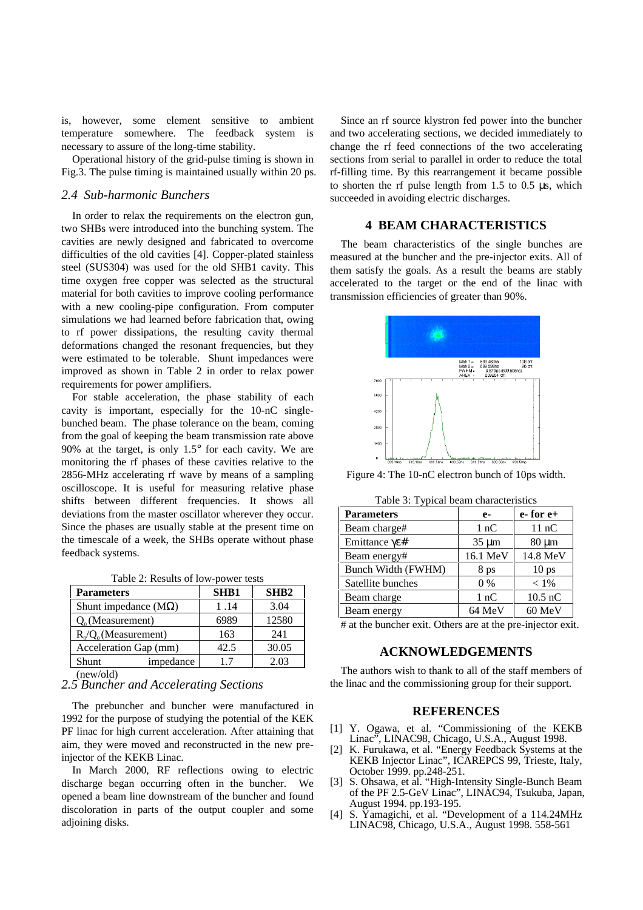is, however, some element sensitive to ambient temperature somewhere. The feedback system is necessary to assure of the long-time stability.

Operational history of the grid-pulse timing is shown in Fig.3. The pulse timing is maintained usually within 20 ps.

### *2.4 Sub-harmonic Bunchers*

In order to relax the requirements on the electron gun, two SHBs were introduced into the bunching system. The cavities are newly designed and fabricated to overcome difficulties of the old cavities [4]. Copper-plated stainless steel (SUS304) was used for the old SHB1 cavity. This time oxygen free copper was selected as the structural material for both cavities to improve cooling performance with a new cooling-pipe configuration. From computer simulations we had learned before fabrication that, owing to rf power dissipations, the resulting cavity thermal deformations changed the resonant frequencies, but they were estimated to be tolerable. Shunt impedances were improved as shown in Table 2 in order to relax power requirements for power amplifiers.

For stable acceleration, the phase stability of each cavity is important, especially for the 10-nC single-bunched beam. The phase tolerance on the beam, coming from the goal of keeping the beam transmission rate above 90% at the target, is only 1.5° for each cavity. We are monitoring the rf phases of these cavities relative to the 2856-MHz accelerating rf wave by means of a sampling oscilloscope. It is useful for measuring relative phase shifts between different frequencies. It shows all deviations from the master oscillator wherever they occur. Since the phases are usually stable at the present time on the timescale of a week, the SHBs operate without phase feedback systems.

Table 2: Results of low-power tests

| Parameters | SHB1 | SHB2 |
|---|---|---|
| Shunt impedance (MΩ) | 1 .14 | 3.04 |
| $Q_o$ (Measurement) | 6989 | 12580 |
| $R_o/Q_o$ (Measurement) | 163 | 241 |
| Acceleration Gap (mm) | 42.5 | 30.05 |
| Shunt impedance (new/old) | 1.7 | 2.03 |

### *2.5 Buncher and Accelerating Sections*

The prebuncher and buncher were manufactured in 1992 for the purpose of studying the potential of the KEK PF linac for high current acceleration. After attaining that aim, they were moved and reconstructed in the new pre-injector of the KEKB Linac.

In March 2000, RF reflections owing to electric discharge began occurring often in the buncher. We opened a beam line downstream of the buncher and found discoloration in parts of the output coupler and some adjoining disks.

Since an rf source klystron fed power into the buncher and two accelerating sections, we decided immediately to change the rf feed connections of the two accelerating sections from serial to parallel in order to reduce the total rf-filling time. By this rearrangement it became possible to shorten the rf pulse length from 1.5 to 0.5 µs, which succeeded in avoiding electric discharges.

## 4 BEAM CHARACTERISTICS

The beam characteristics of the single bunches are measured at the buncher and the pre-injector exits. All of them satisfy the goals. As a result the beams are stably accelerated to the target or the end of the linac with transmission efficiencies of greater than 90%.

Mark 1 = 699.452ns 108 cnt
Mark 2 = 699.598ns 96 cnt
FWHM = 9.8789ps (699.505ns)
AREA = 209284 cnt

7000
5600
4200
2800
1400
0

699.44ns 699.46ns 699.50ns 699.52ns 699.54ns 699.56ns 699.58ns

Figure 4: The 10-nC electron bunch of 10ps width.

Table 3: Typical beam characteristics

| Parameters | e- | e- for e+ |
|---|---|---|
| Beam charge# | 1 nC | 11 nC |
| Emittance $\gamma\varepsilon$# | 35 µm | 80 µm |
| Beam energy# | 16.1 MeV | 14.8 MeV |
| Bunch Width (FWHM) | 8 ps | 10 ps |
| Satellite bunches | 0 % | < 1% |
| Beam charge | 1 nC | 10.5 nC |
| Beam energy | 64 MeV | 60 MeV |

# at the buncher exit. Others are at the pre-injector exit.

## ACKNOWLEDGEMENTS

The authors wish to thank to all of the staff members of the linac and the commissioning group for their support.

## REFERENCES

[1] Y. Ogawa, et al. "Commissioning of the KEKB Linac", LINAC98, Chicago, U.S.A., August 1998.

[2] K. Furukawa, et al. "Energy Feedback Systems at the KEKB Injector Linac", ICAREPCS 99, Trieste, Italy, October 1999. pp.248-251.

[3] S. Ohsawa, et al. "High-Intensity Single-Bunch Beam of the PF 2.5-GeV Linac", LINAC94, Tsukuba, Japan, August 1994. pp.193-195.

[4] S. Yamagichi, et al. "Development of a 114.24MHz LINAC98, Chicago, U.S.A., August 1998. 558-561